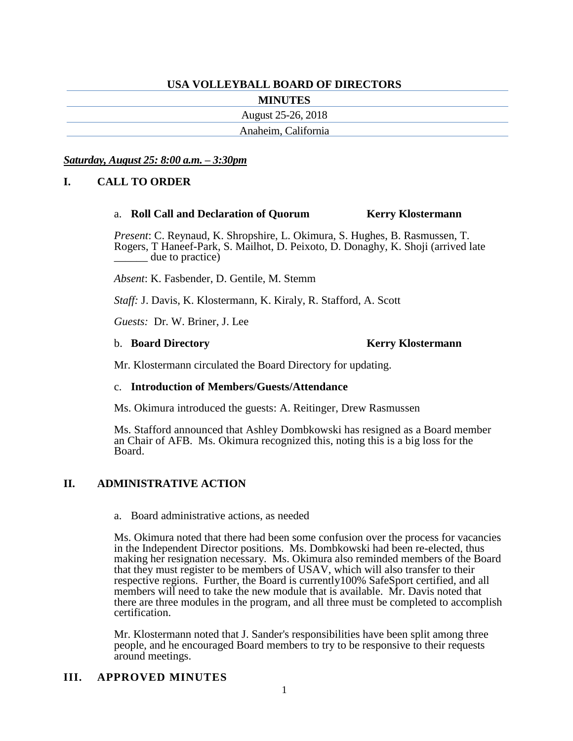# USA VOLLEYBALL BOARD OF DIRECTORS

## MINUTES

August 25-26, 2018

Anaheim, California

***Saturday, August 25: 8:00 a.m. – 3:30pm***

## I. CALL TO ORDER

a. **Roll Call and Declaration of Quorum** **Kerry Klostermann**

*Present*: C. Reynaud, K. Shropshire, L. Okimura, S. Hughes, B. Rasmussen, T. Rogers, T Haneef-Park, S. Mailhot, D. Peixoto, D. Donaghy, K. Shoji (arrived late ______ due to practice)

*Absent*: K. Fasbender, D. Gentile, M. Stemm

*Staff:* J. Davis, K. Klostermann, K. Kiraly, R. Stafford, A. Scott

*Guests:* Dr. W. Briner, J. Lee

b. **Board Directory** **Kerry Klostermann**

Mr. Klostermann circulated the Board Directory for updating.

c. **Introduction of Members/Guests/Attendance**

Ms. Okimura introduced the guests: A. Reitinger, Drew Rasmussen

Ms. Stafford announced that Ashley Dombkowski has resigned as a Board member an Chair of AFB. Ms. Okimura recognized this, noting this is a big loss for the Board.

## II. ADMINISTRATIVE ACTION

a. Board administrative actions, as needed

Ms. Okimura noted that there had been some confusion over the process for vacancies in the Independent Director positions. Ms. Dombkowski had been re-elected, thus making her resignation necessary. Ms. Okimura also reminded members of the Board that they must register to be members of USAV, which will also transfer to their respective regions. Further, the Board is currently100% SafeSport certified, and all members will need to take the new module that is available. Mr. Davis noted that there are three modules in the program, and all three must be completed to accomplish certification.

Mr. Klostermann noted that J. Sander's responsibilities have been split among three people, and he encouraged Board members to try to be responsive to their requests around meetings.

## III. APPROVED MINUTES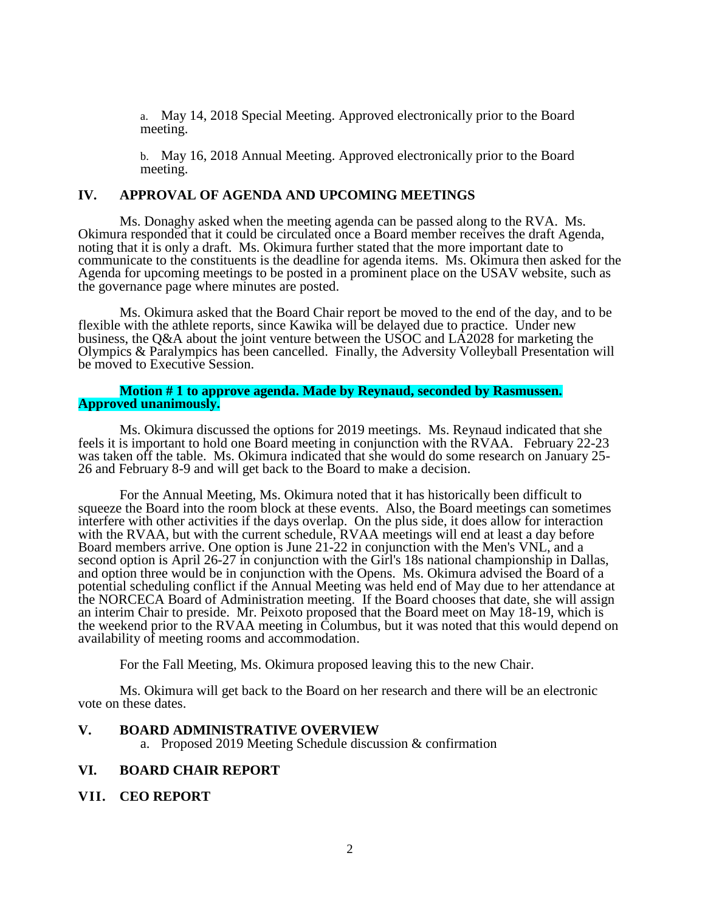a. May 14, 2018 Special Meeting. Approved electronically prior to the Board meeting.

b. May 16, 2018 Annual Meeting. Approved electronically prior to the Board meeting.

## IV. APPROVAL OF AGENDA AND UPCOMING MEETINGS

Ms. Donaghy asked when the meeting agenda can be passed along to the RVA. Ms. Okimura responded that it could be circulated once a Board member receives the draft Agenda, noting that it is only a draft. Ms. Okimura further stated that the more important date to communicate to the constituents is the deadline for agenda items. Ms. Okimura then asked for the Agenda for upcoming meetings to be posted in a prominent place on the USAV website, such as the governance page where minutes are posted.

Ms. Okimura asked that the Board Chair report be moved to the end of the day, and to be flexible with the athlete reports, since Kawika will be delayed due to practice. Under new business, the Q&A about the joint venture between the USOC and LA2028 for marketing the Olympics & Paralympics has been cancelled. Finally, the Adversity Volleyball Presentation will be moved to Executive Session.

**Motion # 1 to approve agenda. Made by Reynaud, seconded by Rasmussen. Approved unanimously.**

Ms. Okimura discussed the options for 2019 meetings. Ms. Reynaud indicated that she feels it is important to hold one Board meeting in conjunction with the RVAA. February 22-23 was taken off the table. Ms. Okimura indicated that she would do some research on January 25-26 and February 8-9 and will get back to the Board to make a decision.

For the Annual Meeting, Ms. Okimura noted that it has historically been difficult to squeeze the Board into the room block at these events. Also, the Board meetings can sometimes interfere with other activities if the days overlap. On the plus side, it does allow for interaction with the RVAA, but with the current schedule, RVAA meetings will end at least a day before Board members arrive. One option is June 21-22 in conjunction with the Men's VNL, and a second option is April 26-27 in conjunction with the Girl's 18s national championship in Dallas, and option three would be in conjunction with the Opens. Ms. Okimura advised the Board of a potential scheduling conflict if the Annual Meeting was held end of May due to her attendance at the NORCECA Board of Administration meeting. If the Board chooses that date, she will assign an interim Chair to preside. Mr. Peixoto proposed that the Board meet on May 18-19, which is the weekend prior to the RVAA meeting in Columbus, but it was noted that this would depend on availability of meeting rooms and accommodation.

For the Fall Meeting, Ms. Okimura proposed leaving this to the new Chair.

Ms. Okimura will get back to the Board on her research and there will be an electronic vote on these dates.

## V. BOARD ADMINISTRATIVE OVERVIEW

a. Proposed 2019 Meeting Schedule discussion & confirmation

## VI. BOARD CHAIR REPORT

## VII. CEO REPORT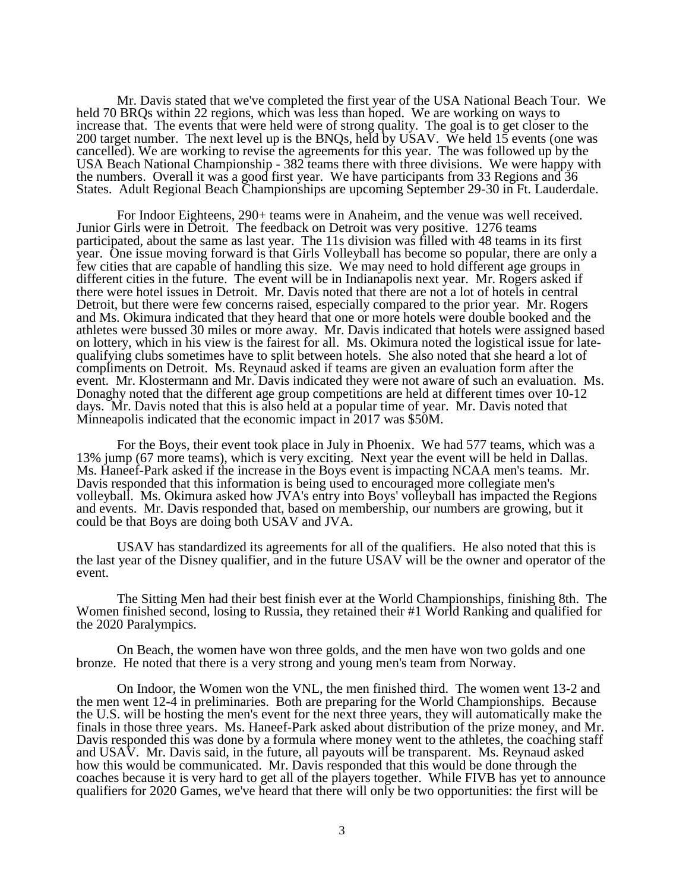Mr. Davis stated that we've completed the first year of the USA National Beach Tour. We held 70 BRQs within 22 regions, which was less than hoped. We are working on ways to increase that. The events that were held were of strong quality. The goal is to get closer to the 200 target number. The next level up is the BNQs, held by USAV. We held 15 events (one was cancelled). We are working to revise the agreements for this year. The was followed up by the USA Beach National Championship - 382 teams there with three divisions. We were happy with the numbers. Overall it was a good first year. We have participants from 33 Regions and 36 States. Adult Regional Beach Championships are upcoming September 29-30 in Ft. Lauderdale.

For Indoor Eighteens, 290+ teams were in Anaheim, and the venue was well received. Junior Girls were in Detroit. The feedback on Detroit was very positive. 1276 teams participated, about the same as last year. The 11s division was filled with 48 teams in its first year. One issue moving forward is that Girls Volleyball has become so popular, there are only a few cities that are capable of handling this size. We may need to hold different age groups in different cities in the future. The event will be in Indianapolis next year. Mr. Rogers asked if there were hotel issues in Detroit. Mr. Davis noted that there are not a lot of hotels in central Detroit, but there were few concerns raised, especially compared to the prior year. Mr. Rogers and Ms. Okimura indicated that they heard that one or more hotels were double booked and the athletes were bussed 30 miles or more away. Mr. Davis indicated that hotels were assigned based on lottery, which in his view is the fairest for all. Ms. Okimura noted the logistical issue for late-qualifying clubs sometimes have to split between hotels. She also noted that she heard a lot of compliments on Detroit. Ms. Reynaud asked if teams are given an evaluation form after the event. Mr. Klostermann and Mr. Davis indicated they were not aware of such an evaluation. Ms. Donaghy noted that the different age group competitions are held at different times over 10-12 days. Mr. Davis noted that this is also held at a popular time of year. Mr. Davis noted that Minneapolis indicated that the economic impact in 2017 was $50M.

For the Boys, their event took place in July in Phoenix. We had 577 teams, which was a 13% jump (67 more teams), which is very exciting. Next year the event will be held in Dallas. Ms. Haneef-Park asked if the increase in the Boys event is impacting NCAA men's teams. Mr. Davis responded that this information is being used to encouraged more collegiate men's volleyball. Ms. Okimura asked how JVA's entry into Boys' volleyball has impacted the Regions and events. Mr. Davis responded that, based on membership, our numbers are growing, but it could be that Boys are doing both USAV and JVA.

USAV has standardized its agreements for all of the qualifiers. He also noted that this is the last year of the Disney qualifier, and in the future USAV will be the owner and operator of the event.

The Sitting Men had their best finish ever at the World Championships, finishing 8th. The Women finished second, losing to Russia, they retained their #1 World Ranking and qualified for the 2020 Paralympics.

On Beach, the women have won three golds, and the men have won two golds and one bronze. He noted that there is a very strong and young men's team from Norway.

On Indoor, the Women won the VNL, the men finished third. The women went 13-2 and the men went 12-4 in preliminaries. Both are preparing for the World Championships. Because the U.S. will be hosting the men's event for the next three years, they will automatically make the finals in those three years. Ms. Haneef-Park asked about distribution of the prize money, and Mr. Davis responded this was done by a formula where money went to the athletes, the coaching staff and USAV. Mr. Davis said, in the future, all payouts will be transparent. Ms. Reynaud asked how this would be communicated. Mr. Davis responded that this would be done through the coaches because it is very hard to get all of the players together. While FIVB has yet to announce qualifiers for 2020 Games, we've heard that there will only be two opportunities: the first will be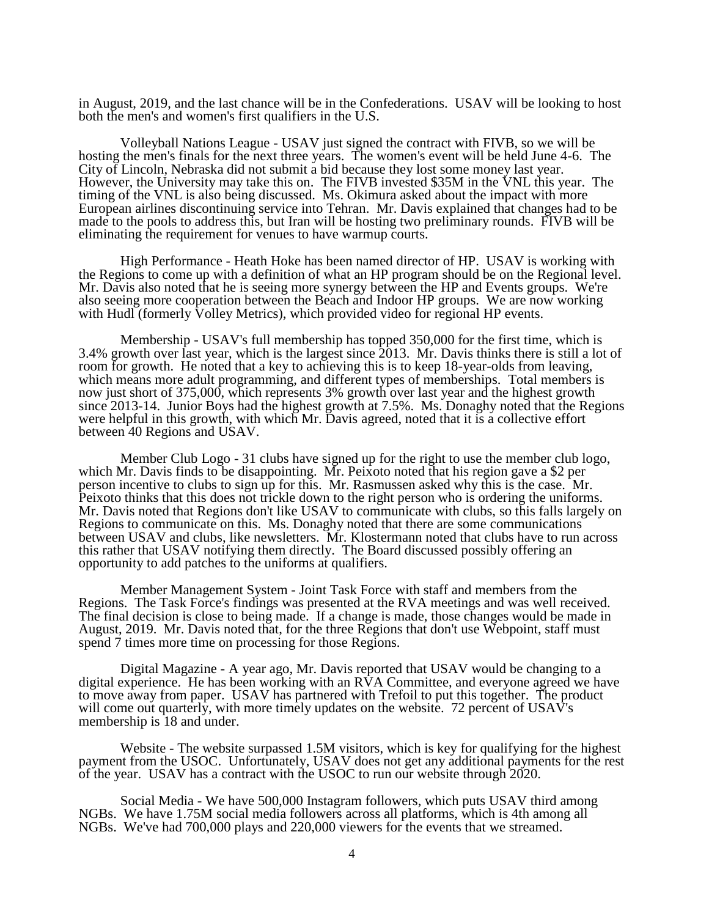in August, 2019, and the last chance will be in the Confederations. USAV will be looking to host both the men's and women's first qualifiers in the U.S.

Volleyball Nations League - USAV just signed the contract with FIVB, so we will be hosting the men's finals for the next three years. The women's event will be held June 4-6. The City of Lincoln, Nebraska did not submit a bid because they lost some money last year. However, the University may take this on. The FIVB invested \$35M in the VNL this year. The timing of the VNL is also being discussed. Ms. Okimura asked about the impact with more European airlines discontinuing service into Tehran. Mr. Davis explained that changes had to be made to the pools to address this, but Iran will be hosting two preliminary rounds. FIVB will be eliminating the requirement for venues to have warmup courts.

High Performance - Heath Hoke has been named director of HP. USAV is working with the Regions to come up with a definition of what an HP program should be on the Regional level. Mr. Davis also noted that he is seeing more synergy between the HP and Events groups. We're also seeing more cooperation between the Beach and Indoor HP groups. We are now working with Hudl (formerly Volley Metrics), which provided video for regional HP events.

Membership - USAV's full membership has topped 350,000 for the first time, which is 3.4% growth over last year, which is the largest since 2013. Mr. Davis thinks there is still a lot of room for growth. He noted that a key to achieving this is to keep 18-year-olds from leaving, which means more adult programming, and different types of memberships. Total members is now just short of 375,000, which represents 3% growth over last year and the highest growth since 2013-14. Junior Boys had the highest growth at 7.5%. Ms. Donaghy noted that the Regions were helpful in this growth, with which Mr. Davis agreed, noted that it is a collective effort between 40 Regions and USAV.

Member Club Logo - 31 clubs have signed up for the right to use the member club logo, which Mr. Davis finds to be disappointing. Mr. Peixoto noted that his region gave a \$2 per person incentive to clubs to sign up for this. Mr. Rasmussen asked why this is the case. Mr. Peixoto thinks that this does not trickle down to the right person who is ordering the uniforms. Mr. Davis noted that Regions don't like USAV to communicate with clubs, so this falls largely on Regions to communicate on this. Ms. Donaghy noted that there are some communications between USAV and clubs, like newsletters. Mr. Klostermann noted that clubs have to run across this rather that USAV notifying them directly. The Board discussed possibly offering an opportunity to add patches to the uniforms at qualifiers.

Member Management System - Joint Task Force with staff and members from the Regions. The Task Force's findings was presented at the RVA meetings and was well received. The final decision is close to being made. If a change is made, those changes would be made in August, 2019. Mr. Davis noted that, for the three Regions that don't use Webpoint, staff must spend 7 times more time on processing for those Regions.

Digital Magazine - A year ago, Mr. Davis reported that USAV would be changing to a digital experience. He has been working with an RVA Committee, and everyone agreed we have to move away from paper. USAV has partnered with Trefoil to put this together. The product will come out quarterly, with more timely updates on the website. 72 percent of USAV's membership is 18 and under.

Website - The website surpassed 1.5M visitors, which is key for qualifying for the highest payment from the USOC. Unfortunately, USAV does not get any additional payments for the rest of the year. USAV has a contract with the USOC to run our website through 2020.

Social Media - We have 500,000 Instagram followers, which puts USAV third among NGBs. We have 1.75M social media followers across all platforms, which is 4th among all NGBs. We've had 700,000 plays and 220,000 viewers for the events that we streamed.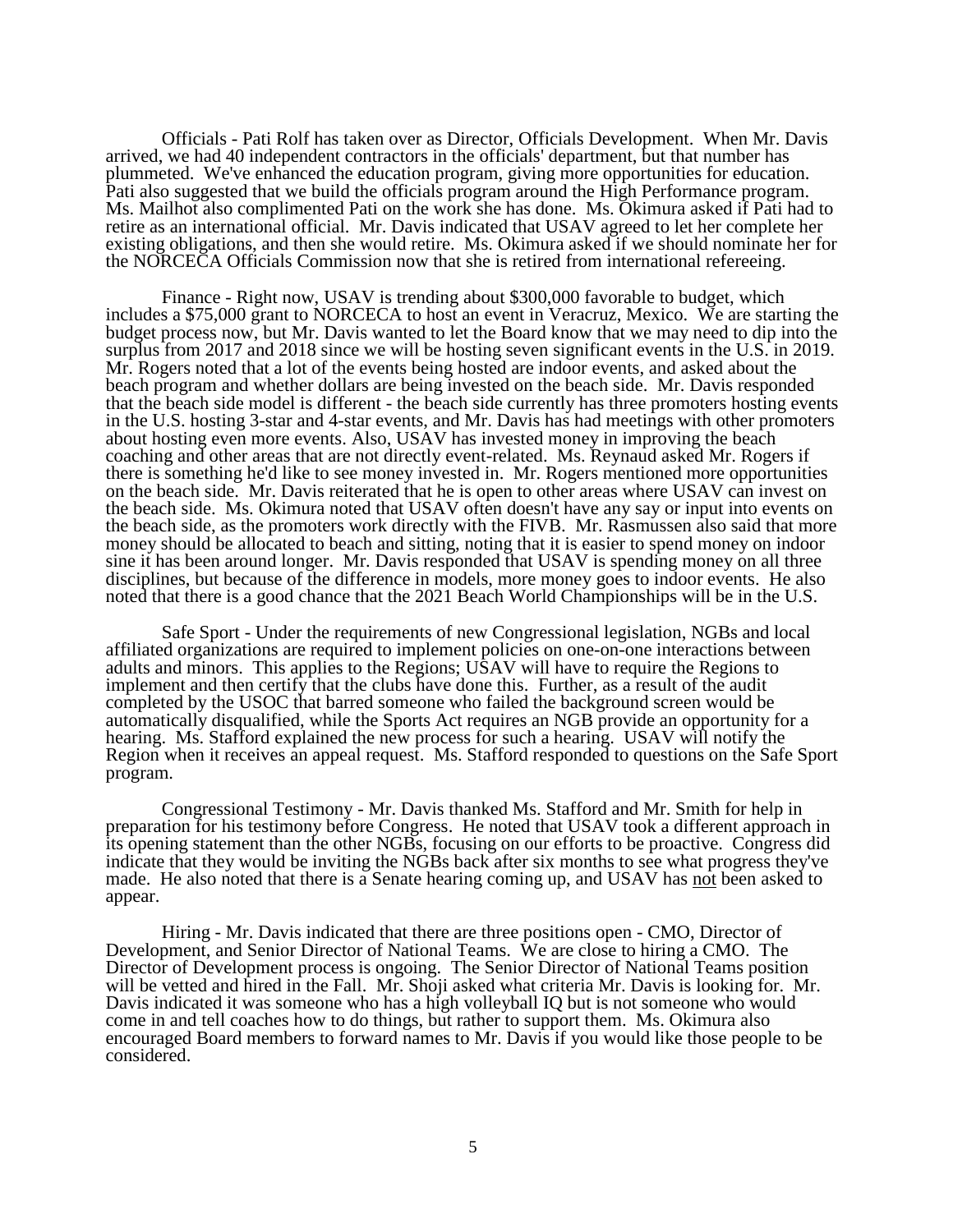Officials - Pati Rolf has taken over as Director, Officials Development. When Mr. Davis arrived, we had 40 independent contractors in the officials' department, but that number has plummeted. We've enhanced the education program, giving more opportunities for education. Pati also suggested that we build the officials program around the High Performance program. Ms. Mailhot also complimented Pati on the work she has done. Ms. Okimura asked if Pati had to retire as an international official. Mr. Davis indicated that USAV agreed to let her complete her existing obligations, and then she would retire. Ms. Okimura asked if we should nominate her for the NORCECA Officials Commission now that she is retired from international refereeing.

Finance - Right now, USAV is trending about $300,000 favorable to budget, which includes a $75,000 grant to NORCECA to host an event in Veracruz, Mexico. We are starting the budget process now, but Mr. Davis wanted to let the Board know that we may need to dip into the surplus from 2017 and 2018 since we will be hosting seven significant events in the U.S. in 2019. Mr. Rogers noted that a lot of the events being hosted are indoor events, and asked about the beach program and whether dollars are being invested on the beach side. Mr. Davis responded that the beach side model is different - the beach side currently has three promoters hosting events in the U.S. hosting 3-star and 4-star events, and Mr. Davis has had meetings with other promoters about hosting even more events. Also, USAV has invested money in improving the beach coaching and other areas that are not directly event-related. Ms. Reynaud asked Mr. Rogers if there is something he'd like to see money invested in. Mr. Rogers mentioned more opportunities on the beach side. Mr. Davis reiterated that he is open to other areas where USAV can invest on the beach side. Ms. Okimura noted that USAV often doesn't have any say or input into events on the beach side, as the promoters work directly with the FIVB. Mr. Rasmussen also said that more money should be allocated to beach and sitting, noting that it is easier to spend money on indoor sine it has been around longer. Mr. Davis responded that USAV is spending money on all three disciplines, but because of the difference in models, more money goes to indoor events. He also noted that there is a good chance that the 2021 Beach World Championships will be in the U.S.

Safe Sport - Under the requirements of new Congressional legislation, NGBs and local affiliated organizations are required to implement policies on one-on-one interactions between adults and minors. This applies to the Regions; USAV will have to require the Regions to implement and then certify that the clubs have done this. Further, as a result of the audit completed by the USOC that barred someone who failed the background screen would be automatically disqualified, while the Sports Act requires an NGB provide an opportunity for a hearing. Ms. Stafford explained the new process for such a hearing. USAV will notify the Region when it receives an appeal request. Ms. Stafford responded to questions on the Safe Sport program.

Congressional Testimony - Mr. Davis thanked Ms. Stafford and Mr. Smith for help in preparation for his testimony before Congress. He noted that USAV took a different approach in its opening statement than the other NGBs, focusing on our efforts to be proactive. Congress did indicate that they would be inviting the NGBs back after six months to see what progress they've made. He also noted that there is a Senate hearing coming up, and USAV has <u>not</u> been asked to appear.

Hiring - Mr. Davis indicated that there are three positions open - CMO, Director of Development, and Senior Director of National Teams. We are close to hiring a CMO. The Director of Development process is ongoing. The Senior Director of National Teams position will be vetted and hired in the Fall. Mr. Shoji asked what criteria Mr. Davis is looking for. Mr. Davis indicated it was someone who has a high volleyball IQ but is not someone who would come in and tell coaches how to do things, but rather to support them. Ms. Okimura also encouraged Board members to forward names to Mr. Davis if you would like those people to be considered.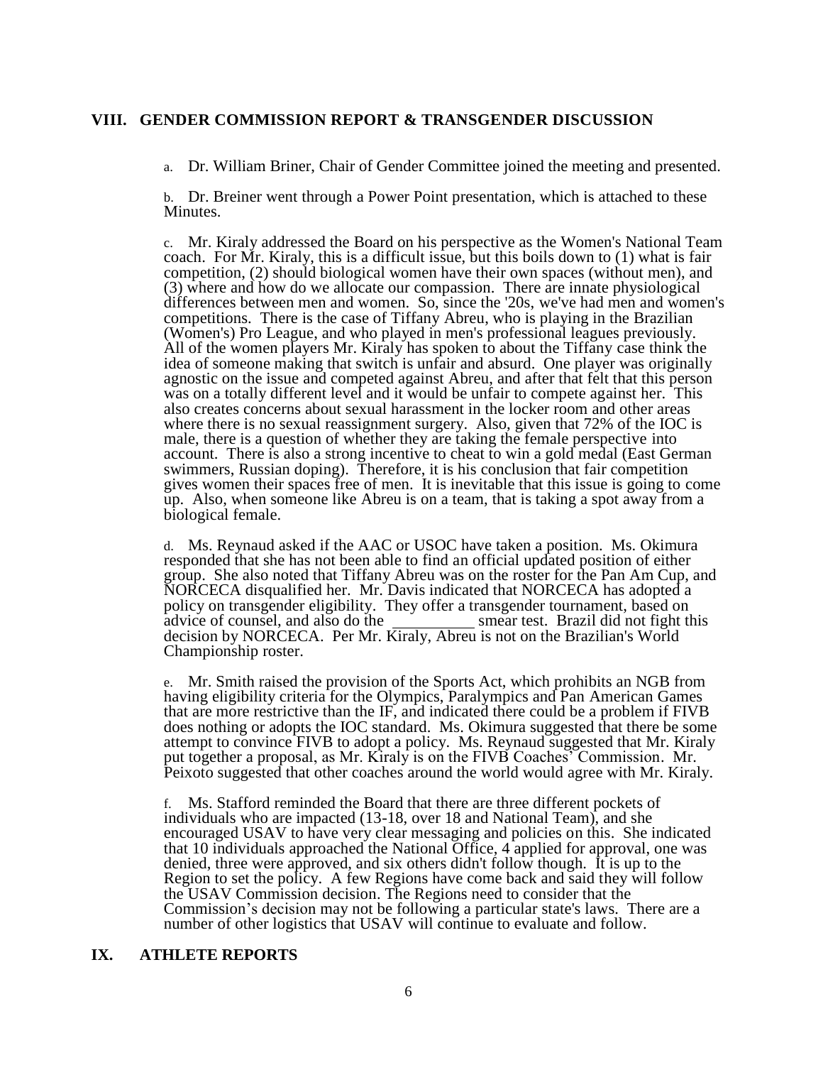## VIII. GENDER COMMISSION REPORT & TRANSGENDER DISCUSSION

a. Dr. William Briner, Chair of Gender Committee joined the meeting and presented.

b. Dr. Breiner went through a Power Point presentation, which is attached to these Minutes.

c. Mr. Kiraly addressed the Board on his perspective as the Women's National Team coach. For Mr. Kiraly, this is a difficult issue, but this boils down to (1) what is fair competition, (2) should biological women have their own spaces (without men), and (3) where and how do we allocate our compassion. There are innate physiological differences between men and women. So, since the '20s, we've had men and women's competitions. There is the case of Tiffany Abreu, who is playing in the Brazilian (Women's) Pro League, and who played in men's professional leagues previously. All of the women players Mr. Kiraly has spoken to about the Tiffany case think the idea of someone making that switch is unfair and absurd. One player was originally agnostic on the issue and competed against Abreu, and after that felt that this person was on a totally different level and it would be unfair to compete against her. This also creates concerns about sexual harassment in the locker room and other areas where there is no sexual reassignment surgery. Also, given that 72% of the IOC is male, there is a question of whether they are taking the female perspective into account. There is also a strong incentive to cheat to win a gold medal (East German swimmers, Russian doping). Therefore, it is his conclusion that fair competition gives women their spaces free of men. It is inevitable that this issue is going to come up. Also, when someone like Abreu is on a team, that is taking a spot away from a biological female.

d. Ms. Reynaud asked if the AAC or USOC have taken a position. Ms. Okimura responded that she has not been able to find an official updated position of either group. She also noted that Tiffany Abreu was on the roster for the Pan Am Cup, and NORCECA disqualified her. Mr. Davis indicated that NORCECA has adopted a policy on transgender eligibility. They offer a transgender tournament, based on advice of counsel, and also do the __________ smear test. Brazil did not fight this decision by NORCECA. Per Mr. Kiraly, Abreu is not on the Brazilian's World Championship roster.

e. Mr. Smith raised the provision of the Sports Act, which prohibits an NGB from having eligibility criteria for the Olympics, Paralympics and Pan American Games that are more restrictive than the IF, and indicated there could be a problem if FIVB does nothing or adopts the IOC standard. Ms. Okimura suggested that there be some attempt to convince FIVB to adopt a policy. Ms. Reynaud suggested that Mr. Kiraly put together a proposal, as Mr. Kiraly is on the FIVB Coaches' Commission. Mr. Peixoto suggested that other coaches around the world would agree with Mr. Kiraly.

f. Ms. Stafford reminded the Board that there are three different pockets of individuals who are impacted (13-18, over 18 and National Team), and she encouraged USAV to have very clear messaging and policies on this. She indicated that 10 individuals approached the National Office, 4 applied for approval, one was denied, three were approved, and six others didn't follow though. It is up to the Region to set the policy. A few Regions have come back and said they will follow the USAV Commission decision. The Regions need to consider that the Commission's decision may not be following a particular state's laws. There are a number of other logistics that USAV will continue to evaluate and follow.

## IX. ATHLETE REPORTS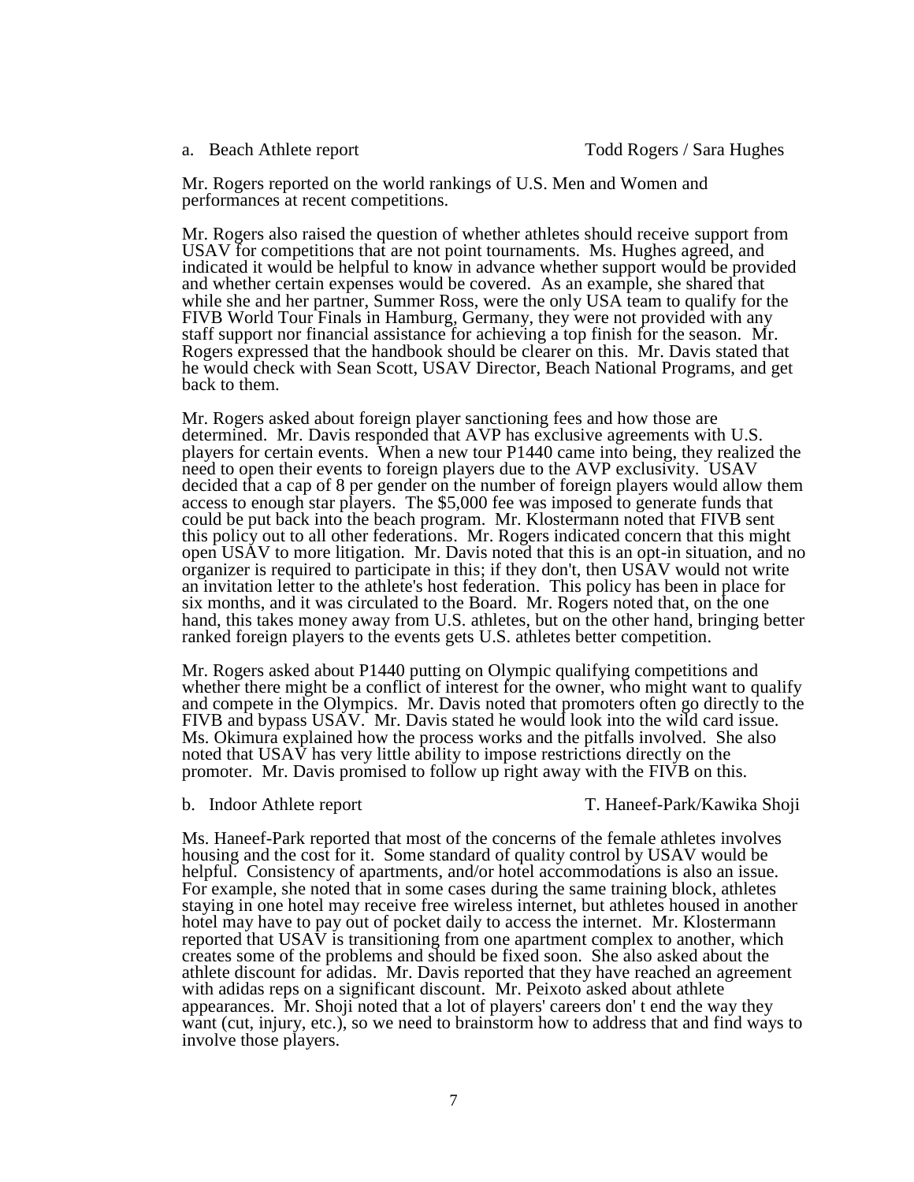a. Beach Athlete report Todd Rogers / Sara Hughes

Mr. Rogers reported on the world rankings of U.S. Men and Women and performances at recent competitions.

Mr. Rogers also raised the question of whether athletes should receive support from USAV for competitions that are not point tournaments. Ms. Hughes agreed, and indicated it would be helpful to know in advance whether support would be provided and whether certain expenses would be covered. As an example, she shared that while she and her partner, Summer Ross, were the only USA team to qualify for the FIVB World Tour Finals in Hamburg, Germany, they were not provided with any staff support nor financial assistance for achieving a top finish for the season. Mr. Rogers expressed that the handbook should be clearer on this. Mr. Davis stated that he would check with Sean Scott, USAV Director, Beach National Programs, and get back to them.

Mr. Rogers asked about foreign player sanctioning fees and how those are determined. Mr. Davis responded that AVP has exclusive agreements with U.S. players for certain events. When a new tour P1440 came into being, they realized the need to open their events to foreign players due to the AVP exclusivity. USAV decided that a cap of 8 per gender on the number of foreign players would allow them access to enough star players. The $5,000 fee was imposed to generate funds that could be put back into the beach program. Mr. Klostermann noted that FIVB sent this policy out to all other federations. Mr. Rogers indicated concern that this might open USAV to more litigation. Mr. Davis noted that this is an opt-in situation, and no organizer is required to participate in this; if they don't, then USAV would not write an invitation letter to the athlete's host federation. This policy has been in place for six months, and it was circulated to the Board. Mr. Rogers noted that, on the one hand, this takes money away from U.S. athletes, but on the other hand, bringing better ranked foreign players to the events gets U.S. athletes better competition.

Mr. Rogers asked about P1440 putting on Olympic qualifying competitions and whether there might be a conflict of interest for the owner, who might want to qualify and compete in the Olympics. Mr. Davis noted that promoters often go directly to the FIVB and bypass USAV. Mr. Davis stated he would look into the wild card issue. Ms. Okimura explained how the process works and the pitfalls involved. She also noted that USAV has very little ability to impose restrictions directly on the promoter. Mr. Davis promised to follow up right away with the FIVB on this.

b. Indoor Athlete report T. Haneef-Park/Kawika Shoji

Ms. Haneef-Park reported that most of the concerns of the female athletes involves housing and the cost for it. Some standard of quality control by USAV would be helpful. Consistency of apartments, and/or hotel accommodations is also an issue. For example, she noted that in some cases during the same training block, athletes staying in one hotel may receive free wireless internet, but athletes housed in another hotel may have to pay out of pocket daily to access the internet. Mr. Klostermann reported that USAV is transitioning from one apartment complex to another, which creates some of the problems and should be fixed soon. She also asked about the athlete discount for adidas. Mr. Davis reported that they have reached an agreement with adidas reps on a significant discount. Mr. Peixoto asked about athlete appearances. Mr. Shoji noted that a lot of players' careers don' t end the way they want (cut, injury, etc.), so we need to brainstorm how to address that and find ways to involve those players.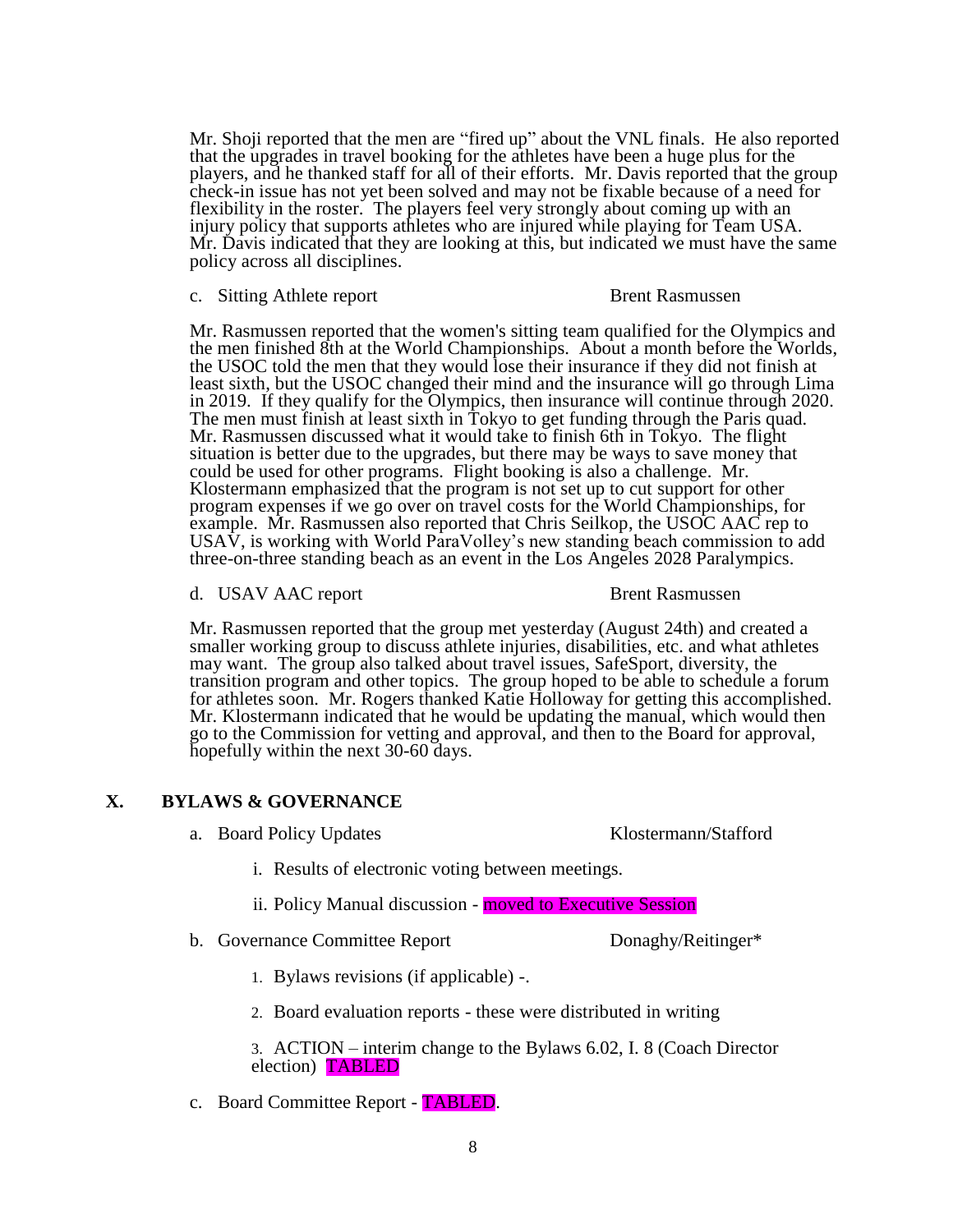Mr. Shoji reported that the men are "fired up" about the VNL finals. He also reported that the upgrades in travel booking for the athletes have been a huge plus for the players, and he thanked staff for all of their efforts. Mr. Davis reported that the group check-in issue has not yet been solved and may not be fixable because of a need for flexibility in the roster. The players feel very strongly about coming up with an injury policy that supports athletes who are injured while playing for Team USA. Mr. Davis indicated that they are looking at this, but indicated we must have the same policy across all disciplines.

c. Sitting Athlete report — Brent Rasmussen

Mr. Rasmussen reported that the women's sitting team qualified for the Olympics and the men finished 8th at the World Championships. About a month before the Worlds, the USOC told the men that they would lose their insurance if they did not finish at least sixth, but the USOC changed their mind and the insurance will go through Lima in 2019. If they qualify for the Olympics, then insurance will continue through 2020. The men must finish at least sixth in Tokyo to get funding through the Paris quad. Mr. Rasmussen discussed what it would take to finish 6th in Tokyo. The flight situation is better due to the upgrades, but there may be ways to save money that could be used for other programs. Flight booking is also a challenge. Mr. Klostermann emphasized that the program is not set up to cut support for other program expenses if we go over on travel costs for the World Championships, for example. Mr. Rasmussen also reported that Chris Seilkop, the USOC AAC rep to USAV, is working with World ParaVolley's new standing beach commission to add three-on-three standing beach as an event in the Los Angeles 2028 Paralympics.

d. USAV AAC report — Brent Rasmussen

Mr. Rasmussen reported that the group met yesterday (August 24th) and created a smaller working group to discuss athlete injuries, disabilities, etc. and what athletes may want. The group also talked about travel issues, SafeSport, diversity, the transition program and other topics. The group hoped to be able to schedule a forum for athletes soon. Mr. Rogers thanked Katie Holloway for getting this accomplished. Mr. Klostermann indicated that he would be updating the manual, which would then go to the Commission for vetting and approval, and then to the Board for approval, hopefully within the next 30-60 days.

## X. BYLAWS & GOVERNANCE

a. Board Policy Updates — Klostermann/Stafford

   i. Results of electronic voting between meetings.

   ii. Policy Manual discussion - moved to Executive Session

b. Governance Committee Report — Donaghy/Reitinger*

   1. Bylaws revisions (if applicable) -.

   2. Board evaluation reports - these were distributed in writing

   3. ACTION – interim change to the Bylaws 6.02, I. 8 (Coach Director election) TABLED

c. Board Committee Report - TABLED.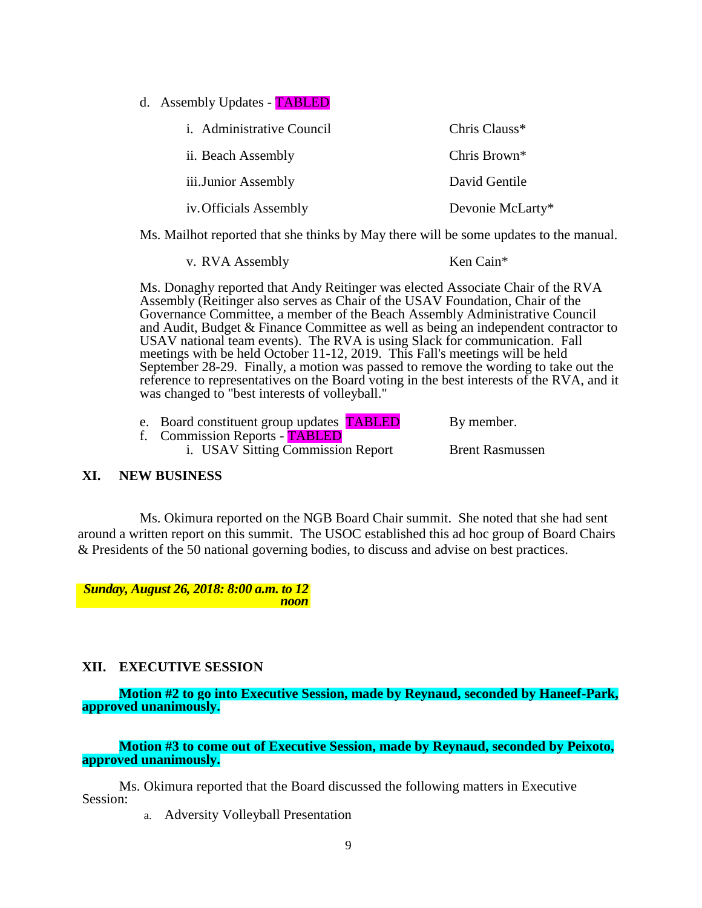d. Assembly Updates - TABLED

| | |
|---|---|
| i. Administrative Council | Chris Clauss* |
| ii. Beach Assembly | Chris Brown* |
| iii. Junior Assembly | David Gentile |
| iv. Officials Assembly | Devonie McLarty* |

Ms. Mailhot reported that she thinks by May there will be some updates to the manual.

| | |
|---|---|
| v. RVA Assembly | Ken Cain* |

Ms. Donaghy reported that Andy Reitinger was elected Associate Chair of the RVA Assembly (Reitinger also serves as Chair of the USAV Foundation, Chair of the Governance Committee, a member of the Beach Assembly Administrative Council and Audit, Budget & Finance Committee as well as being an independent contractor to USAV national team events). The RVA is using Slack for communication. Fall meetings with be held October 11-12, 2019. This Fall's meetings will be held September 28-29. Finally, a motion was passed to remove the wording to take out the reference to representatives on the Board voting in the best interests of the RVA, and it was changed to "best interests of volleyball."

e. Board constituent group updates TABLED — By member.

f. Commission Reports - TABLED

   i. USAV Sitting Commission Report — Brent Rasmussen

## XI. NEW BUSINESS

Ms. Okimura reported on the NGB Board Chair summit. She noted that she had sent around a written report on this summit. The USOC established this ad hoc group of Board Chairs & Presidents of the 50 national governing bodies, to discuss and advise on best practices.

***Sunday, August 26, 2018: 8:00 a.m. to 12 noon***

## XII. EXECUTIVE SESSION

**Motion #2 to go into Executive Session, made by Reynaud, seconded by Haneef-Park, approved unanimously.**

**Motion #3 to come out of Executive Session, made by Reynaud, seconded by Peixoto, approved unanimously.**

Ms. Okimura reported that the Board discussed the following matters in Executive Session:

a. Adversity Volleyball Presentation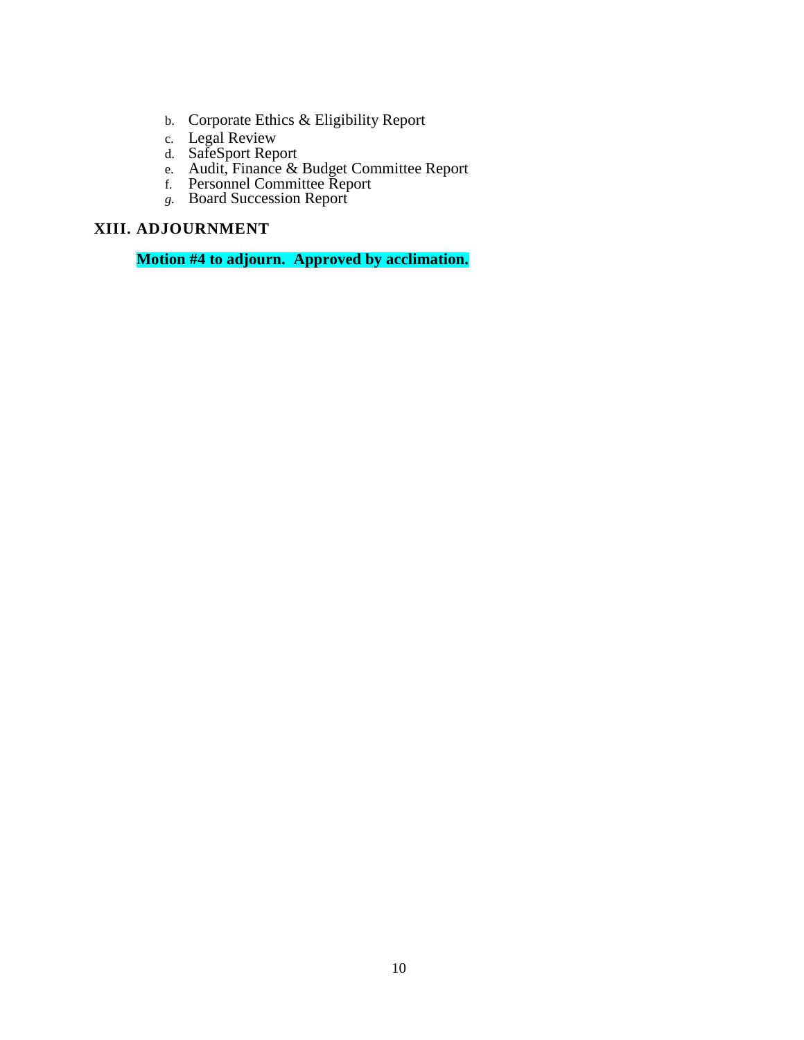b. Corporate Ethics & Eligibility Report
c. Legal Review
d. SafeSport Report
e. Audit, Finance & Budget Committee Report
f. Personnel Committee Report
g. Board Succession Report

## XIII. ADJOURNMENT

**Motion #4 to adjourn. Approved by acclimation.**